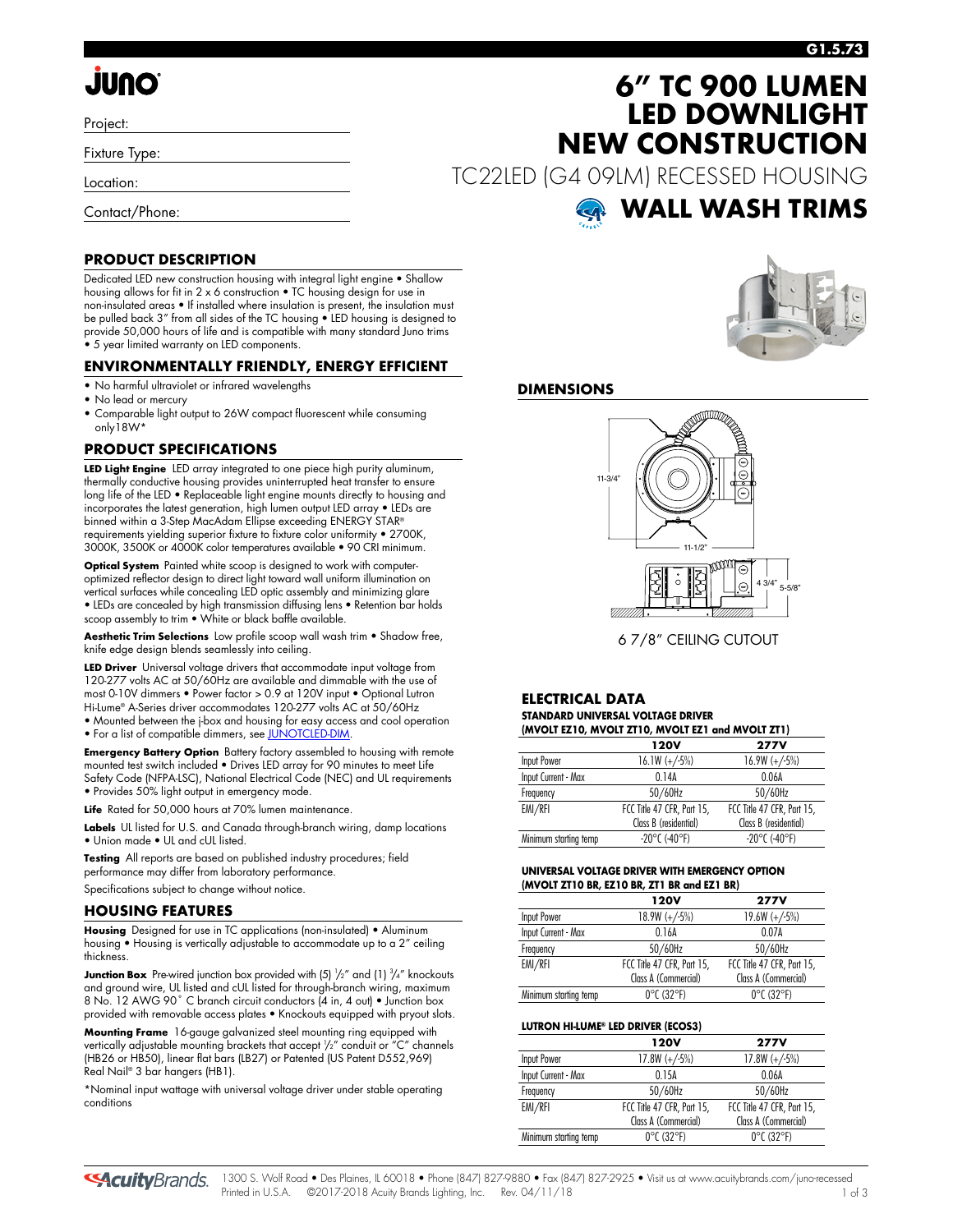G1.5.73

# 6" TC 900 LUMEN LED DOWNLIGHT NEW CONSTRUCTION

TC22LED (G4 09LM) RECESSED HOUSING

## WALL WASH TRIMS

Project:

Fixture Type:

Location:

Contact/Phone:

## PRODUCT DESCRIPTION

Dedicated LED new construction housing with integral light engine • Shallow housing allows for fit in 2 x 6 construction • TC housing design for use in non-insulated areas • If installed where insulation is present, the insulation must be pulled back 3" from all sides of the TC housing • LED housing is designed to provide 50,000 hours of life and is compatible with many standard Juno trims • 5 year limited warranty on LED components.

## ENVIRONMENTALLY FRIENDLY, ENERGY EFFICIENT

- No harmful ultraviolet or infrared wavelengths
- No lead or mercury
- Comparable light output to 26W compact fluorescent while consuming only18W*

## PRODUCT SPECIFICATIONS

**LED Light Engine** LED array integrated to one piece high purity aluminum, thermally conductive housing provides uninterrupted heat transfer to ensure long life of the LED • Replaceable light engine mounts directly to housing and incorporates the latest generation, high lumen output LED array • LEDs are binned within a 3-Step MacAdam Ellipse exceeding ENERGY STAR® requirements yielding superior fixture to fixture color uniformity • 2700K, 3000K, 3500K or 4000K color temperatures available • 90 CRI minimum.

**Optical System** Painted white scoop is designed to work with computer-optimized reflector design to direct light toward wall uniform illumination on vertical surfaces while concealing LED optic assembly and minimizing glare • LEDs are concealed by high transmission diffusing lens • Retention bar holds scoop assembly to trim • White or black baffle available.

**Aesthetic Trim Selections** Low profile scoop wall wash trim • Shadow free, knife edge design blends seamlessly into ceiling.

**LED Driver** Universal voltage drivers that accommodate input voltage from 120-277 volts AC at 50/60Hz are available and dimmable with the use of most 0-10V dimmers • Power factor > 0.9 at 120V input • Optional Lutron Hi-Lume® A-Series driver accommodates 120-277 volts AC at 50/60Hz • Mounted between the j-box and housing for easy access and cool operation • For a list of compatible dimmers, see JUNOTCLED-DIM.

**Emergency Battery Option** Battery factory assembled to housing with remote mounted test switch included • Drives LED array for 90 minutes to meet Life Safety Code (NFPA-LSC), National Electrical Code (NEC) and UL requirements • Provides 50% light output in emergency mode.

**Life** Rated for 50,000 hours at 70% lumen maintenance.

**Labels** UL listed for U.S. and Canada through-branch wiring, damp locations • Union made • UL and cUL listed.

**Testing** All reports are based on published industry procedures; field performance may differ from laboratory performance.

Specifications subject to change without notice.

## HOUSING FEATURES

**Housing** Designed for use in TC applications (non-insulated) • Aluminum housing • Housing is vertically adjustable to accommodate up to a 2" ceiling thickness.

**Junction Box** Pre-wired junction box provided with (5) 1/2" and (1) 3/4" knockouts and ground wire, UL listed and cUL listed for through-branch wiring, maximum 8 No. 12 AWG 90° C branch circuit conductors (4 in, 4 out) • Junction box provided with removable access plates • Knockouts equipped with pryout slots.

**Mounting Frame** 16-gauge galvanized steel mounting ring equipped with vertically adjustable mounting brackets that accept 1/2" conduit or "C" channels (HB26 or HB50), linear flat bars (LB27) or Patented (US Patent D552,969) Real Nail® 3 bar hangers (HB1).

*Nominal input wattage with universal voltage driver under stable operating conditions

## DIMENSIONS

11-3/4"

11-1/2"

4 3/4"

5-5/8"

6 7/8" CEILING CUTOUT

## ELECTRICAL DATA

**STANDARD UNIVERSAL VOLTAGE DRIVER (MVOLT EZ10, MVOLT ZT10, MVOLT EZ1 and MVOLT ZT1)**

| | 120V | 277V |
|---|---|---|
| Input Power | 16.1W (+/-5%) | 16.9W (+/-5%) |
| Input Current - Max | 0.14A | 0.06A |
| Frequency | 50/60Hz | 50/60Hz |
| EMI/RFI | FCC Title 47 CFR, Part 15, Class B (residential) | FCC Title 47 CFR, Part 15, Class B (residential) |
| Minimum starting temp | -20°C (-40°F) | -20°C (-40°F) |

**UNIVERSAL VOLTAGE DRIVER WITH EMERGENCY OPTION (MVOLT ZT10 BR, EZ10 BR, ZT1 BR and EZ1 BR)**

| | 120V | 277V |
|---|---|---|
| Input Power | 18.9W (+/-5%) | 19.6W (+/-5%) |
| Input Current - Max | 0.16A | 0.07A |
| Frequency | 50/60Hz | 50/60Hz |
| EMI/RFI | FCC Title 47 CFR, Part 15, Class A (Commercial) | FCC Title 47 CFR, Part 15, Class A (Commercial) |
| Minimum starting temp | 0°C (32°F) | 0°C (32°F) |

**LUTRON HI-LUME® LED DRIVER (ECOS3)**

| | 120V | 277V |
|---|---|---|
| Input Power | 17.8W (+/-5%) | 17.8W (+/-5%) |
| Input Current - Max | 0.15A | 0.06A |
| Frequency | 50/60Hz | 50/60Hz |
| EMI/RFI | FCC Title 47 CFR, Part 15, Class A (Commercial) | FCC Title 47 CFR, Part 15, Class A (Commercial) |
| Minimum starting temp | 0°C (32°F) | 0°C (32°F) |

1300 S. Wolf Road • Des Plaines, IL 60018 • Phone (847) 827-9880 • Fax (847) 827-2925 • Visit us at www.acuitybrands.com/juno-recessed
Printed in U.S.A. ©2017-2018 Acuity Brands Lighting, Inc. Rev. 04/11/18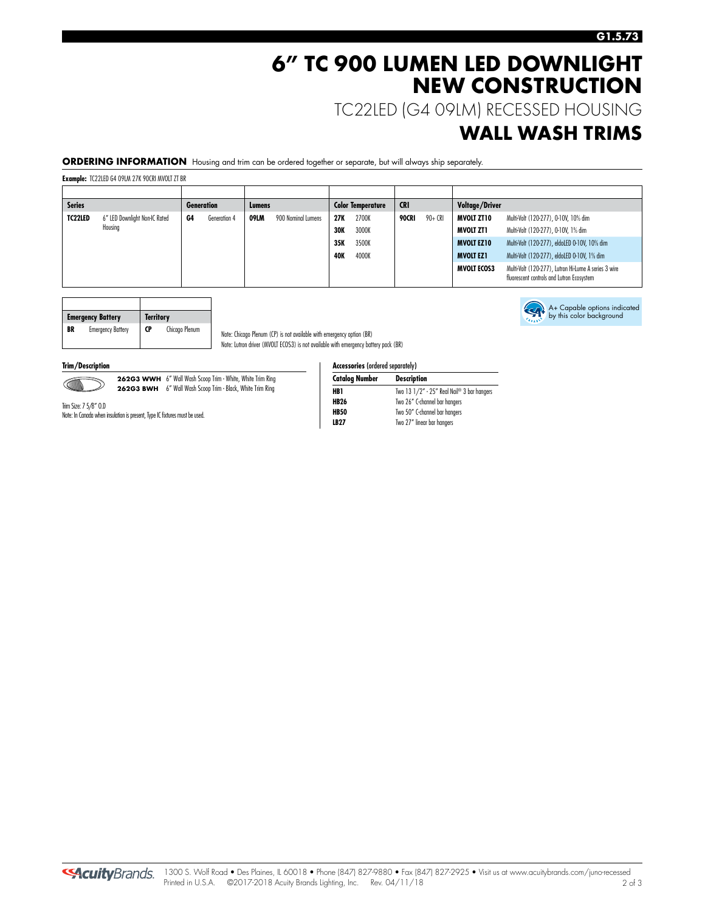# 6" TC 900 LUMEN LED DOWNLIGHT NEW CONSTRUCTION

## TC22LED (G4 09LM) RECESSED HOUSING

## WALL WASH TRIMS

**ORDERING INFORMATION** Housing and trim can be ordered together or separate, but will always ship separately.

**Example:** TC22LED G4 09LM 27K 90CRI MVOLT ZT BR

| Series | | Generation | | Lumens | | Color Temperature | | CRI | | Voltage/Driver | |
|---|---|---|---|---|---|---|---|---|---|---|---|
| **TC22LED** | 6" LED Downlight Non-IC Rated Housing | **G4** | Generation 4 | **09LM** | 900 Nominal Lumens | **27K** | 2700K | **90CRI** | 90+ CRI | **MVOLT ZT10** | Multi-Volt (120-277), 0-10V, 10% dim |
| | | | | | | **30K** | 3000K | | | **MVOLT ZT1** | Multi-Volt (120-277), 0-10V, 1% dim |
| | | | | | | **35K** | 3500K | | | **MVOLT EZ10** | Multi-Volt (120-277), eldoLED 0-10V, 10% dim |
| | | | | | | **40K** | 4000K | | | **MVOLT EZ1** | Multi-Volt (120-277), eldoLED 0-10V, 1% dim |
| | | | | | | | | | | **MVOLT ECOS3** | Multi-Volt (120-277), Lutron Hi-Lume A series 3 wire fluorescent controls and Lutron Ecosystem |

| Emergency Battery | | Territory | |
|---|---|---|---|
| **BR** | Emergency Battery | **CP** | Chicago Plenum |

Note: Chicago Plenum (CP) is not available with emergency option (BR)
Note: Lutron driver (MVOLT ECOS3) is not available with emergency battery pack (BR)

A+ Capable options indicated by this color background

**Trim/Description**

**262G3 WWH** 6" Wall Wash Scoop Trim - White, White Trim Ring
**262G3 BWH** 6" Wall Wash Scoop Trim - Black, White Trim Ring

Trim Size: 7 5/8" O.D
Note: In Canada when insulation is present, Type IC fixtures must be used.

**Accessories** (ordered separately)

| Catalog Number | Description |
|---|---|
| **HB1** | Two 13 1/2" - 25" Real Nail® 3 bar hangers |
| **HB26** | Two 26" C-channel bar hangers |
| **HB50** | Two 50" C-channel bar hangers |
| **LB27** | Two 27" linear bar hangers |

1300 S. Wolf Road • Des Plaines, IL 60018 • Phone (847) 827-9880 • Fax (847) 827-2925 • Visit us at www.acuitybrands.com/juno-recessed
Printed in U.S.A. ©2017-2018 Acuity Brands Lighting, Inc. Rev. 04/11/18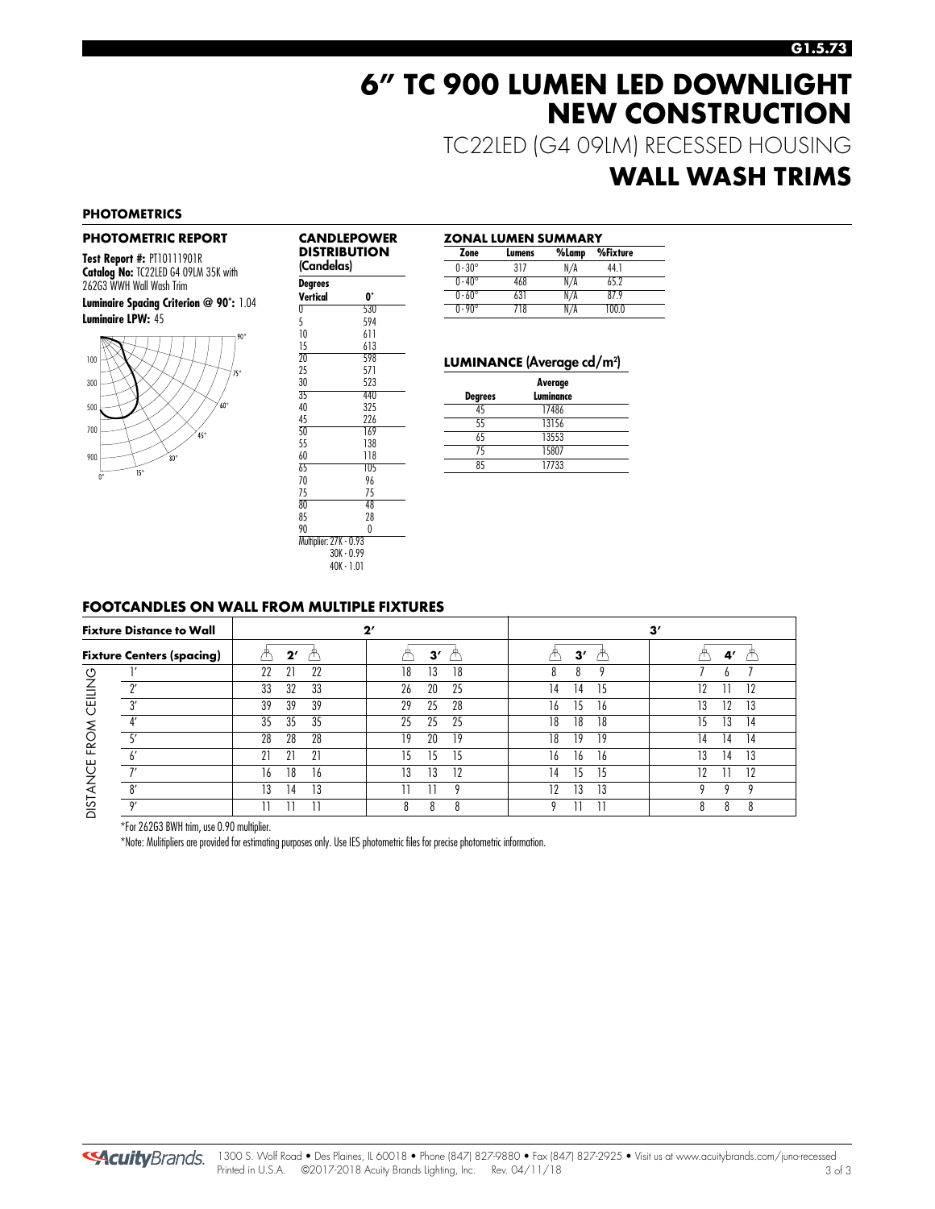# 6" TC 900 LUMEN LED DOWNLIGHT NEW CONSTRUCTION

TC22LED (G4 09LM) RECESSED HOUSING

## WALL WASH TRIMS

### PHOTOMETRICS

#### PHOTOMETRIC REPORT

**Test Report #:** PT10111901R
**Catalog No:** TC22LED G4 09LM 35K with 262G3 WWH Wall Wash Trim
**Luminaire Spacing Criterion @ 90°:** 1.04
**Luminaire LPW:** 45

90°
75°
60°
45°
30°
15°
0°
100
300
500
700
900

#### CANDLEPOWER DISTRIBUTION (Candelas)

| Degrees Vertical | 0° |
|---|---|
| 0 | 530 |
| 5 | 594 |
| 10 | 611 |
| 15 | 613 |
| 20 | 598 |
| 25 | 571 |
| 30 | 523 |
| 35 | 440 |
| 40 | 325 |
| 45 | 226 |
| 50 | 169 |
| 55 | 138 |
| 60 | 118 |
| 65 | 105 |
| 70 | 96 |
| 75 | 75 |
| 80 | 48 |
| 85 | 28 |
| 90 | 0 |

Multiplier: 27K - 0.93
30K - 0.99
40K - 1.01

#### ZONAL LUMEN SUMMARY

| Zone | Lumens | %Lamp | %Fixture |
|---|---|---|---|
| 0 - 30° | 317 | N/A | 44.1 |
| 0 - 40° | 468 | N/A | 65.2 |
| 0 - 60° | 631 | N/A | 87.9 |
| 0 - 90° | 718 | N/A | 100.0 |

#### LUMINANCE (Average cd/m²)

| Degrees | Average Luminance |
|---|---|
| 45 | 17486 |
| 55 | 13156 |
| 65 | 13553 |
| 75 | 15807 |
| 85 | 17733 |

### FOOTCANDLES ON WALL FROM MULTIPLE FIXTURES

| Fixture Distance to Wall | 2' | | | | | | 3' | | | | | |
|---|---|---|---|---|---|---|---|---|---|---|---|---|
| Fixture Centers (spacing) | 2' | | | 3' | | | 3' | | | 4' | | |
| DISTANCE FROM CEILING 1' | 22 | 21 | 22 | 18 | 13 | 18 | 8 | 8 | 9 | 7 | 6 | 7 |
| 2' | 33 | 32 | 33 | 26 | 20 | 25 | 14 | 14 | 15 | 12 | 11 | 12 |
| 3' | 39 | 39 | 39 | 29 | 25 | 28 | 16 | 15 | 16 | 13 | 12 | 13 |
| 4' | 35 | 35 | 35 | 25 | 25 | 25 | 18 | 18 | 18 | 15 | 13 | 14 |
| 5' | 28 | 28 | 28 | 19 | 20 | 19 | 18 | 19 | 19 | 14 | 14 | 14 |
| 6' | 21 | 21 | 21 | 15 | 15 | 15 | 16 | 16 | 16 | 13 | 14 | 13 |
| 7' | 16 | 18 | 16 | 13 | 13 | 12 | 14 | 15 | 15 | 12 | 11 | 12 |
| 8' | 13 | 14 | 13 | 11 | 11 | 9 | 12 | 13 | 13 | 9 | 9 | 9 |
| 9' | 11 | 11 | 11 | 8 | 8 | 8 | 9 | 11 | 11 | 8 | 8 | 8 |

*For 262G3 BWH trim, use 0.90 multiplier.

*Note: Mulitipliers are provided for estimating purposes only. Use IES photometric files for precise photometric information.

AcuityBrands. 1300 S. Wolf Road • Des Plaines, IL 60018 • Phone (847) 827-9880 • Fax (847) 827-2925 • Visit us at www.acuitybrands.com/juno-recessed
Printed in U.S.A. ©2017-2018 Acuity Brands Lighting, Inc. Rev. 04/11/18